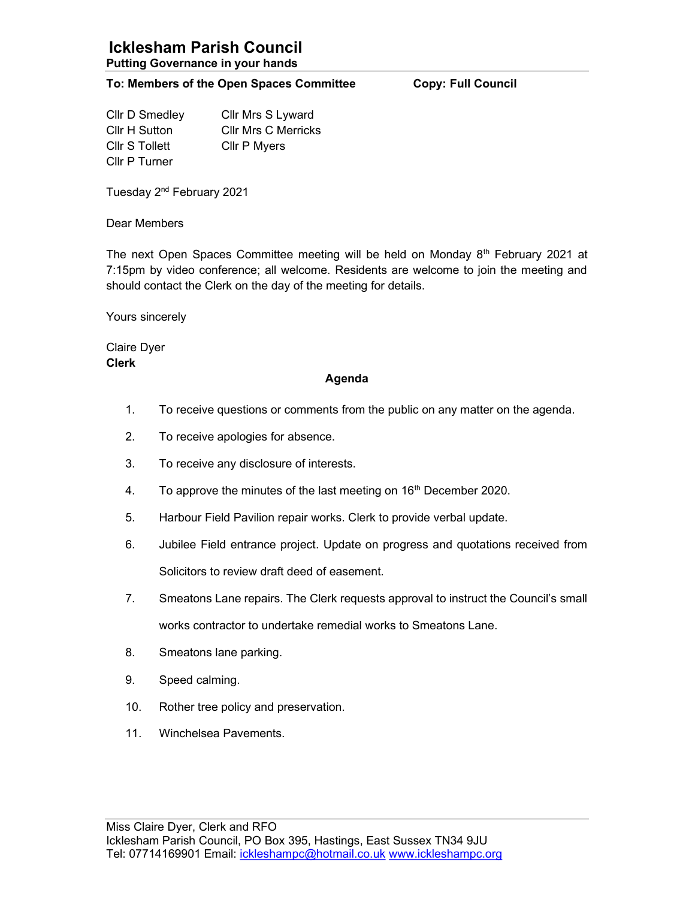# Icklesham Parish Council

**Putting Governance in your hands**

**To: Members of the Open Spaces Committee** **Copy: Full Council**

Cllr D Smedley
Cllr H Sutton
Cllr S Tollett
Cllr P Turner
Cllr Mrs S Lyward
Cllr Mrs C Merricks
Cllr P Myers

Tuesday 2nd February 2021

Dear Members

The next Open Spaces Committee meeting will be held on Monday 8th February 2021 at 7:15pm by video conference; all welcome. Residents are welcome to join the meeting and should contact the Clerk on the day of the meeting for details.

Yours sincerely

Claire Dyer
**Clerk**

**Agenda**

1. To receive questions or comments from the public on any matter on the agenda.
2. To receive apologies for absence.
3. To receive any disclosure of interests.
4. To approve the minutes of the last meeting on 16th December 2020.
5. Harbour Field Pavilion repair works. Clerk to provide verbal update.
6. Jubilee Field entrance project. Update on progress and quotations received from Solicitors to review draft deed of easement.
7. Smeatons Lane repairs. The Clerk requests approval to instruct the Council's small works contractor to undertake remedial works to Smeatons Lane.
8. Smeatons lane parking.
9. Speed calming.
10. Rother tree policy and preservation.
11. Winchelsea Pavements.

Miss Claire Dyer, Clerk and RFO
Icklesham Parish Council, PO Box 395, Hastings, East Sussex TN34 9JU
Tel: 07714169901 Email: ickleshampc@hotmail.co.uk www.ickleshampc.org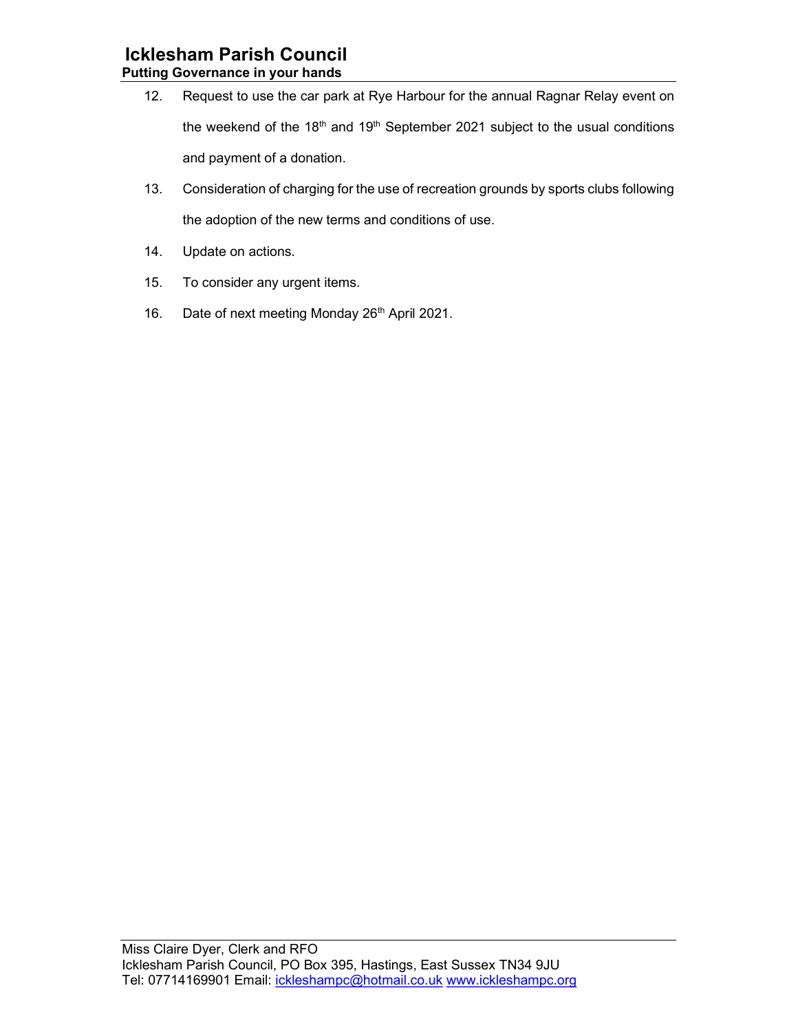12. Request to use the car park at Rye Harbour for the annual Ragnar Relay event on the weekend of the 18th and 19th September 2021 subject to the usual conditions and payment of a donation.

13. Consideration of charging for the use of recreation grounds by sports clubs following the adoption of the new terms and conditions of use.

14. Update on actions.

15. To consider any urgent items.

16. Date of next meeting Monday 26th April 2021.